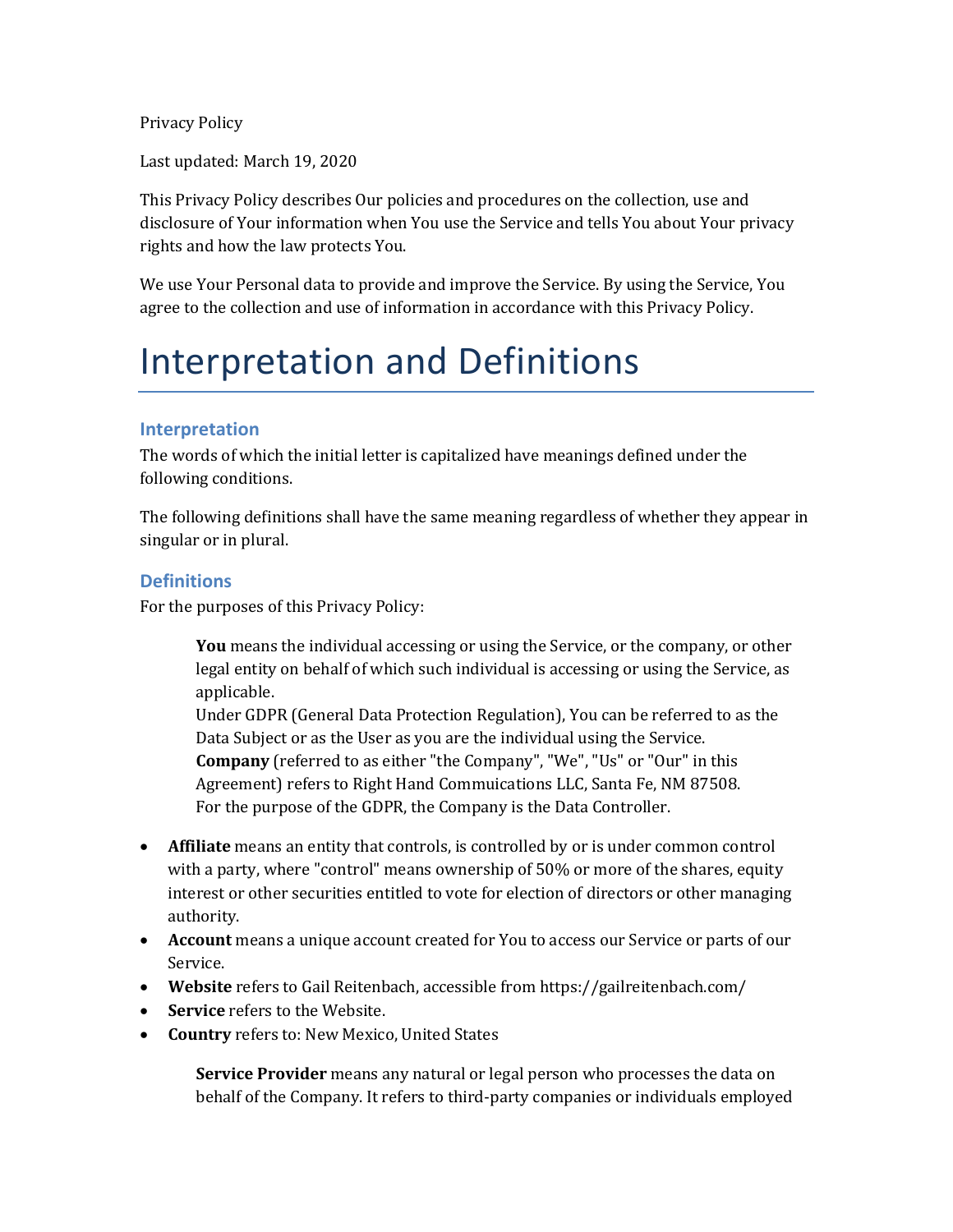Privacy Policy

Last updated: March 19, 2020

This Privacy Policy describes Our policies and procedures on the collection, use and disclosure of Your information when You use the Service and tells You about Your privacy rights and how the law protects You.

We use Your Personal data to provide and improve the Service. By using the Service, You agree to the collection and use of information in accordance with this Privacy Policy.

# Interpretation and Definitions

## Interpretation

The words of which the initial letter is capitalized have meanings defined under the following conditions.

The following definitions shall have the same meaning regardless of whether they appear in singular or in plural.

## Definitions

For the purposes of this Privacy Policy:

> **You** means the individual accessing or using the Service, or the company, or other legal entity on behalf of which such individual is accessing or using the Service, as applicable.
> Under GDPR (General Data Protection Regulation), You can be referred to as the Data Subject or as the User as you are the individual using the Service.
> **Company** (referred to as either "the Company", "We", "Us" or "Our" in this Agreement) refers to Right Hand Commuications LLC, Santa Fe, NM 87508.
> For the purpose of the GDPR, the Company is the Data Controller.

- **Affiliate** means an entity that controls, is controlled by or is under common control with a party, where "control" means ownership of 50% or more of the shares, equity interest or other securities entitled to vote for election of directors or other managing authority.
- **Account** means a unique account created for You to access our Service or parts of our Service.
- **Website** refers to Gail Reitenbach, accessible from https://gailreitenbach.com/
- **Service** refers to the Website.
- **Country** refers to: New Mexico, United States

> **Service Provider** means any natural or legal person who processes the data on behalf of the Company. It refers to third-party companies or individuals employed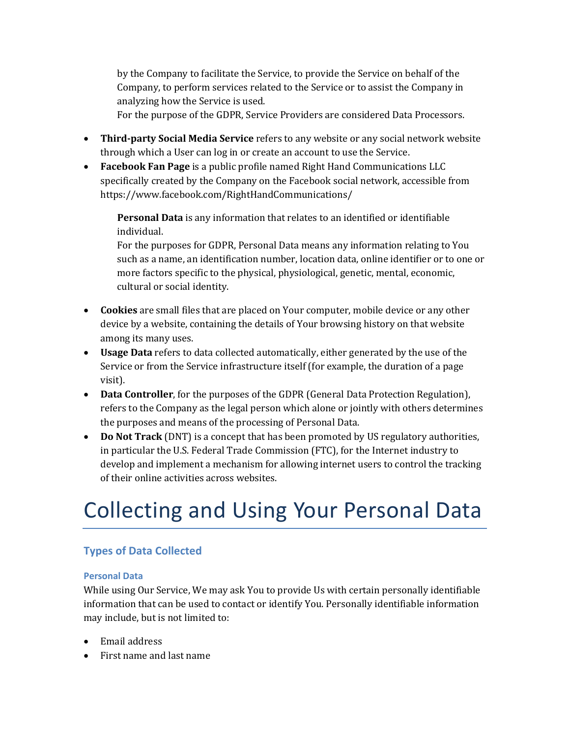by the Company to facilitate the Service, to provide the Service on behalf of the Company, to perform services related to the Service or to assist the Company in analyzing how the Service is used.
For the purpose of the GDPR, Service Providers are considered Data Processors.

- **Third-party Social Media Service** refers to any website or any social network website through which a User can log in or create an account to use the Service.
- **Facebook Fan Page** is a public profile named Right Hand Communications LLC specifically created by the Company on the Facebook social network, accessible from https://www.facebook.com/RightHandCommunications/

**Personal Data** is any information that relates to an identified or identifiable individual.
For the purposes for GDPR, Personal Data means any information relating to You such as a name, an identification number, location data, online identifier or to one or more factors specific to the physical, physiological, genetic, mental, economic, cultural or social identity.

- **Cookies** are small files that are placed on Your computer, mobile device or any other device by a website, containing the details of Your browsing history on that website among its many uses.
- **Usage Data** refers to data collected automatically, either generated by the use of the Service or from the Service infrastructure itself (for example, the duration of a page visit).
- **Data Controller**, for the purposes of the GDPR (General Data Protection Regulation), refers to the Company as the legal person which alone or jointly with others determines the purposes and means of the processing of Personal Data.
- **Do Not Track** (DNT) is a concept that has been promoted by US regulatory authorities, in particular the U.S. Federal Trade Commission (FTC), for the Internet industry to develop and implement a mechanism for allowing internet users to control the tracking of their online activities across websites.

# Collecting and Using Your Personal Data

## Types of Data Collected

### Personal Data

While using Our Service, We may ask You to provide Us with certain personally identifiable information that can be used to contact or identify You. Personally identifiable information may include, but is not limited to:

- Email address
- First name and last name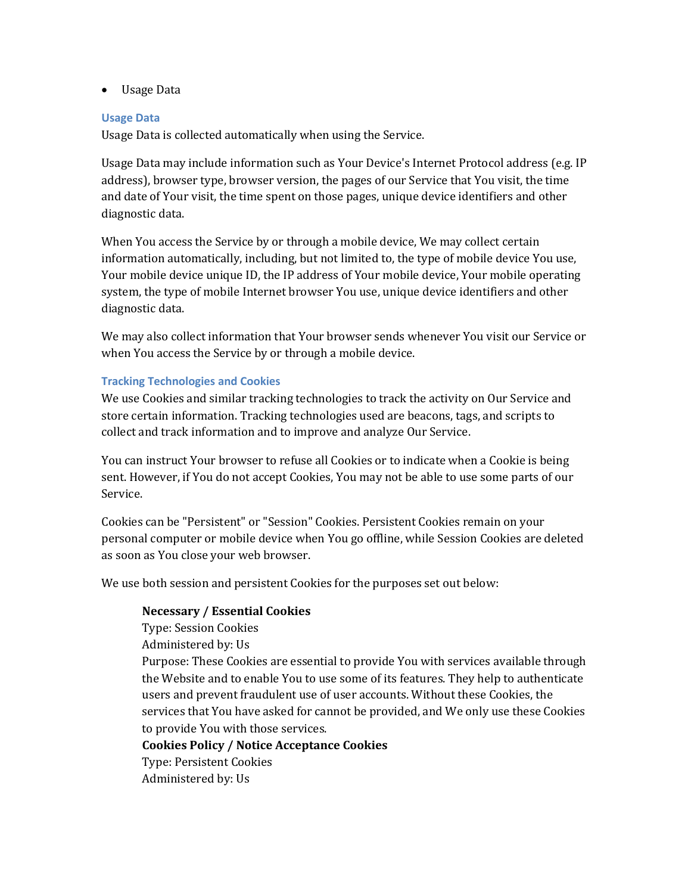- Usage Data

### Usage Data

Usage Data is collected automatically when using the Service.

Usage Data may include information such as Your Device's Internet Protocol address (e.g. IP address), browser type, browser version, the pages of our Service that You visit, the time and date of Your visit, the time spent on those pages, unique device identifiers and other diagnostic data.

When You access the Service by or through a mobile device, We may collect certain information automatically, including, but not limited to, the type of mobile device You use, Your mobile device unique ID, the IP address of Your mobile device, Your mobile operating system, the type of mobile Internet browser You use, unique device identifiers and other diagnostic data.

We may also collect information that Your browser sends whenever You visit our Service or when You access the Service by or through a mobile device.

### Tracking Technologies and Cookies

We use Cookies and similar tracking technologies to track the activity on Our Service and store certain information. Tracking technologies used are beacons, tags, and scripts to collect and track information and to improve and analyze Our Service.

You can instruct Your browser to refuse all Cookies or to indicate when a Cookie is being sent. However, if You do not accept Cookies, You may not be able to use some parts of our Service.

Cookies can be "Persistent" or "Session" Cookies. Persistent Cookies remain on your personal computer or mobile device when You go offline, while Session Cookies are deleted as soon as You close your web browser.

We use both session and persistent Cookies for the purposes set out below:

**Necessary / Essential Cookies**
Type: Session Cookies
Administered by: Us
Purpose: These Cookies are essential to provide You with services available through the Website and to enable You to use some of its features. They help to authenticate users and prevent fraudulent use of user accounts. Without these Cookies, the services that You have asked for cannot be provided, and We only use these Cookies to provide You with those services.

**Cookies Policy / Notice Acceptance Cookies**
Type: Persistent Cookies
Administered by: Us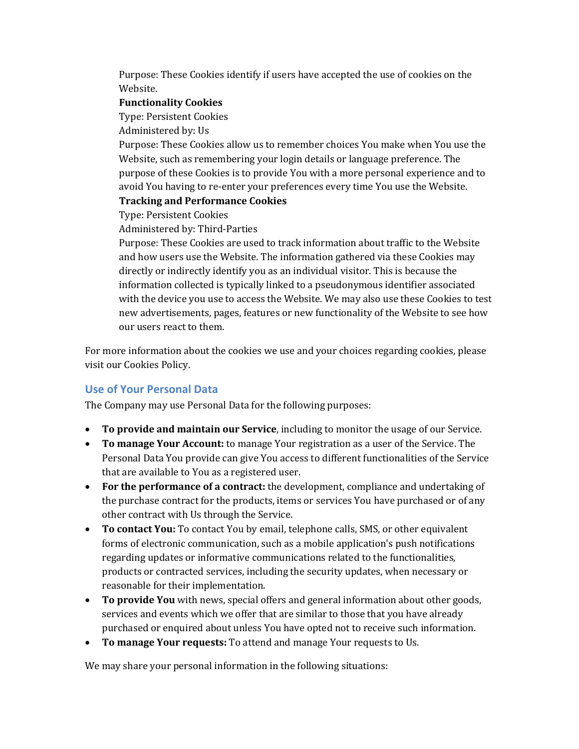Purpose: These Cookies identify if users have accepted the use of cookies on the Website.

**Functionality Cookies**

Type: Persistent Cookies

Administered by: Us

Purpose: These Cookies allow us to remember choices You make when You use the Website, such as remembering your login details or language preference. The purpose of these Cookies is to provide You with a more personal experience and to avoid You having to re-enter your preferences every time You use the Website.

**Tracking and Performance Cookies**

Type: Persistent Cookies

Administered by: Third-Parties

Purpose: These Cookies are used to track information about traffic to the Website and how users use the Website. The information gathered via these Cookies may directly or indirectly identify you as an individual visitor. This is because the information collected is typically linked to a pseudonymous identifier associated with the device you use to access the Website. We may also use these Cookies to test new advertisements, pages, features or new functionality of the Website to see how our users react to them.

For more information about the cookies we use and your choices regarding cookies, please visit our Cookies Policy.

## Use of Your Personal Data

The Company may use Personal Data for the following purposes:

- **To provide and maintain our Service**, including to monitor the usage of our Service.
- **To manage Your Account:** to manage Your registration as a user of the Service. The Personal Data You provide can give You access to different functionalities of the Service that are available to You as a registered user.
- **For the performance of a contract:** the development, compliance and undertaking of the purchase contract for the products, items or services You have purchased or of any other contract with Us through the Service.
- **To contact You:** To contact You by email, telephone calls, SMS, or other equivalent forms of electronic communication, such as a mobile application's push notifications regarding updates or informative communications related to the functionalities, products or contracted services, including the security updates, when necessary or reasonable for their implementation.
- **To provide You** with news, special offers and general information about other goods, services and events which we offer that are similar to those that you have already purchased or enquired about unless You have opted not to receive such information.
- **To manage Your requests:** To attend and manage Your requests to Us.

We may share your personal information in the following situations: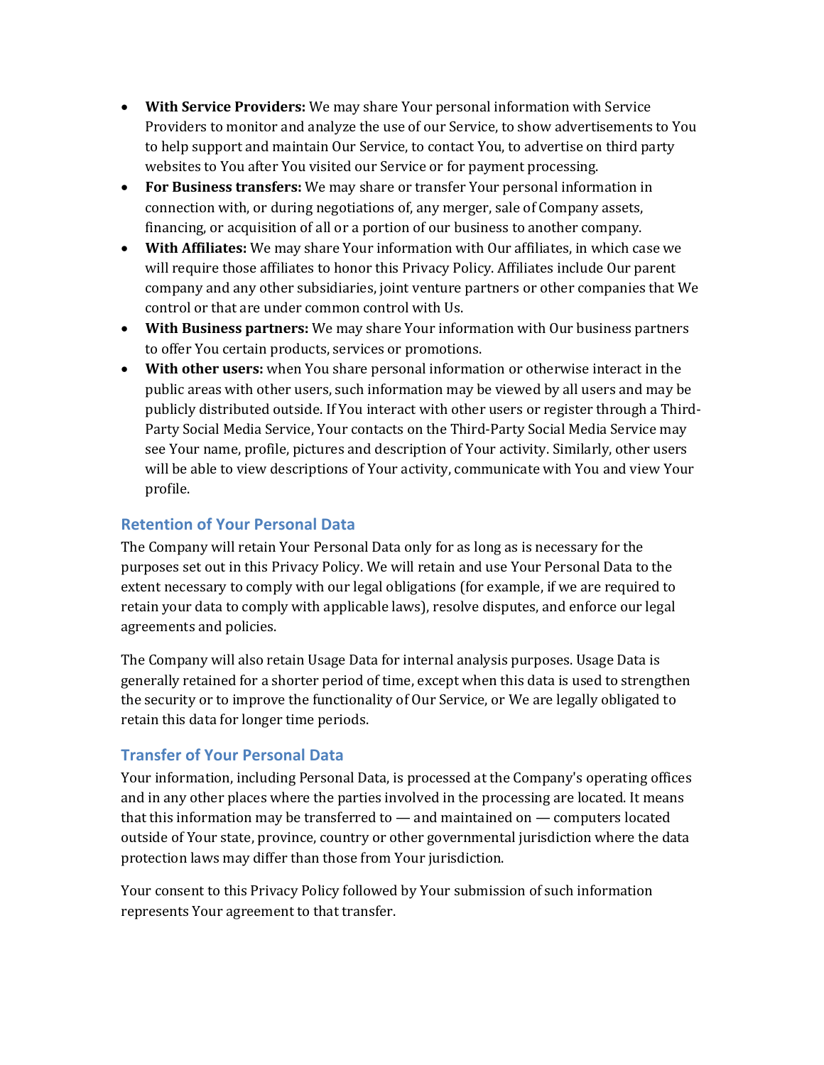- **With Service Providers:** We may share Your personal information with Service Providers to monitor and analyze the use of our Service, to show advertisements to You to help support and maintain Our Service, to contact You, to advertise on third party websites to You after You visited our Service or for payment processing.
- **For Business transfers:** We may share or transfer Your personal information in connection with, or during negotiations of, any merger, sale of Company assets, financing, or acquisition of all or a portion of our business to another company.
- **With Affiliates:** We may share Your information with Our affiliates, in which case we will require those affiliates to honor this Privacy Policy. Affiliates include Our parent company and any other subsidiaries, joint venture partners or other companies that We control or that are under common control with Us.
- **With Business partners:** We may share Your information with Our business partners to offer You certain products, services or promotions.
- **With other users:** when You share personal information or otherwise interact in the public areas with other users, such information may be viewed by all users and may be publicly distributed outside. If You interact with other users or register through a Third-Party Social Media Service, Your contacts on the Third-Party Social Media Service may see Your name, profile, pictures and description of Your activity. Similarly, other users will be able to view descriptions of Your activity, communicate with You and view Your profile.

## Retention of Your Personal Data

The Company will retain Your Personal Data only for as long as is necessary for the purposes set out in this Privacy Policy. We will retain and use Your Personal Data to the extent necessary to comply with our legal obligations (for example, if we are required to retain your data to comply with applicable laws), resolve disputes, and enforce our legal agreements and policies.

The Company will also retain Usage Data for internal analysis purposes. Usage Data is generally retained for a shorter period of time, except when this data is used to strengthen the security or to improve the functionality of Our Service, or We are legally obligated to retain this data for longer time periods.

## Transfer of Your Personal Data

Your information, including Personal Data, is processed at the Company's operating offices and in any other places where the parties involved in the processing are located. It means that this information may be transferred to — and maintained on — computers located outside of Your state, province, country or other governmental jurisdiction where the data protection laws may differ than those from Your jurisdiction.

Your consent to this Privacy Policy followed by Your submission of such information represents Your agreement to that transfer.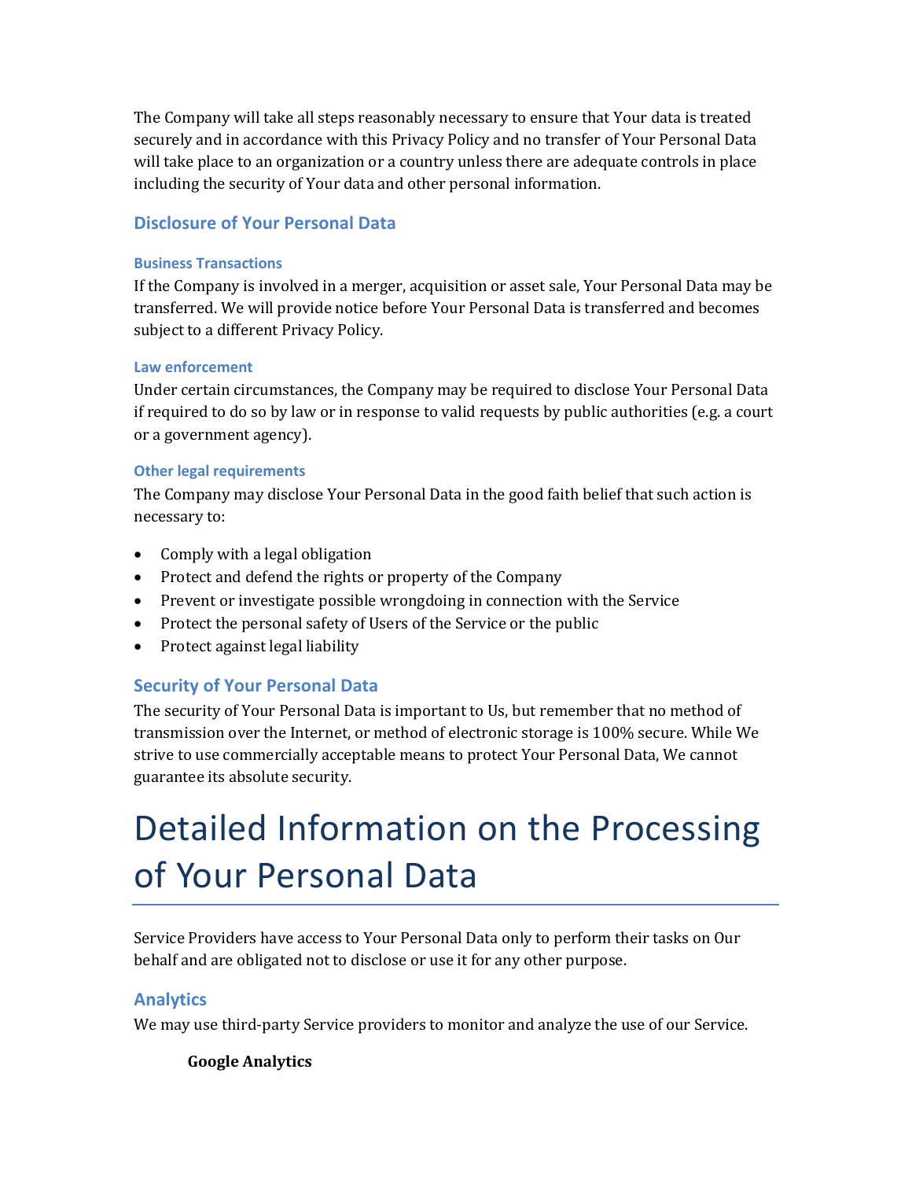The Company will take all steps reasonably necessary to ensure that Your data is treated securely and in accordance with this Privacy Policy and no transfer of Your Personal Data will take place to an organization or a country unless there are adequate controls in place including the security of Your data and other personal information.

## Disclosure of Your Personal Data

### Business Transactions

If the Company is involved in a merger, acquisition or asset sale, Your Personal Data may be transferred. We will provide notice before Your Personal Data is transferred and becomes subject to a different Privacy Policy.

### Law enforcement

Under certain circumstances, the Company may be required to disclose Your Personal Data if required to do so by law or in response to valid requests by public authorities (e.g. a court or a government agency).

### Other legal requirements

The Company may disclose Your Personal Data in the good faith belief that such action is necessary to:

- Comply with a legal obligation
- Protect and defend the rights or property of the Company
- Prevent or investigate possible wrongdoing in connection with the Service
- Protect the personal safety of Users of the Service or the public
- Protect against legal liability

## Security of Your Personal Data

The security of Your Personal Data is important to Us, but remember that no method of transmission over the Internet, or method of electronic storage is 100% secure. While We strive to use commercially acceptable means to protect Your Personal Data, We cannot guarantee its absolute security.

# Detailed Information on the Processing of Your Personal Data

Service Providers have access to Your Personal Data only to perform their tasks on Our behalf and are obligated not to disclose or use it for any other purpose.

## Analytics

We may use third-party Service providers to monitor and analyze the use of our Service.

**Google Analytics**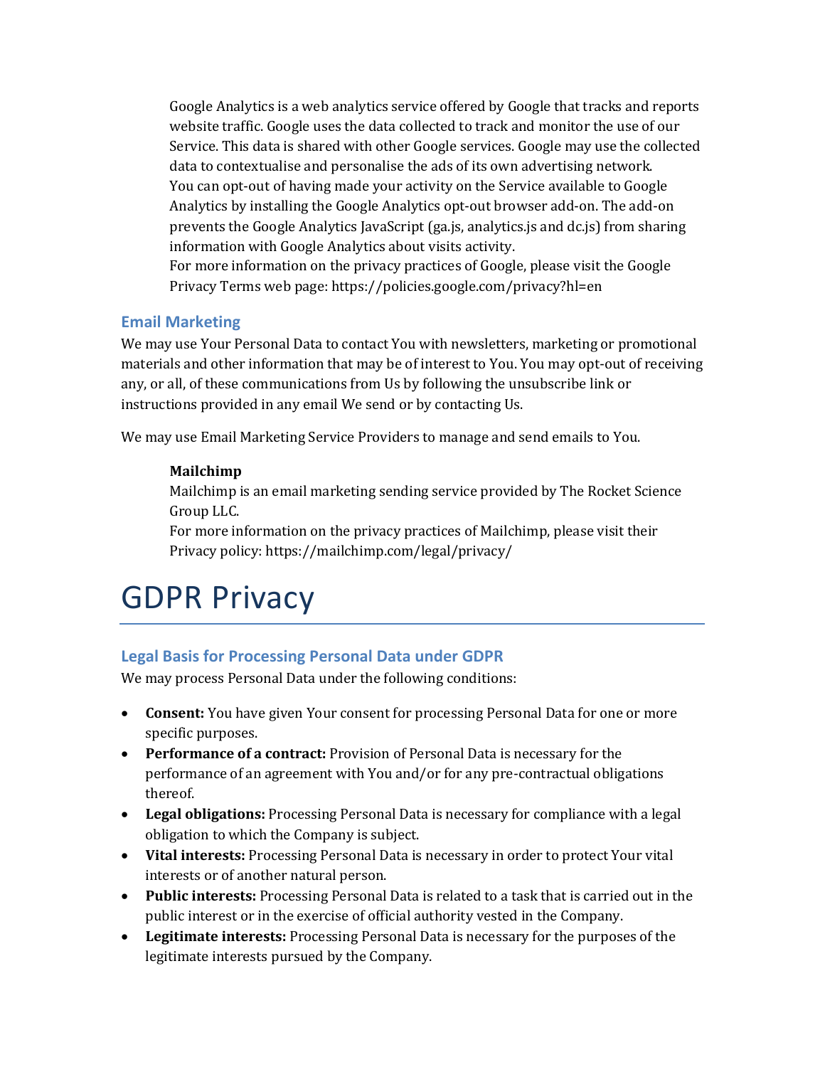Google Analytics is a web analytics service offered by Google that tracks and reports website traffic. Google uses the data collected to track and monitor the use of our Service. This data is shared with other Google services. Google may use the collected data to contextualise and personalise the ads of its own advertising network.
You can opt-out of having made your activity on the Service available to Google Analytics by installing the Google Analytics opt-out browser add-on. The add-on prevents the Google Analytics JavaScript (ga.js, analytics.js and dc.js) from sharing information with Google Analytics about visits activity.
For more information on the privacy practices of Google, please visit the Google Privacy Terms web page: https://policies.google.com/privacy?hl=en

### Email Marketing

We may use Your Personal Data to contact You with newsletters, marketing or promotional materials and other information that may be of interest to You. You may opt-out of receiving any, or all, of these communications from Us by following the unsubscribe link or instructions provided in any email We send or by contacting Us.

We may use Email Marketing Service Providers to manage and send emails to You.

**Mailchimp**
Mailchimp is an email marketing sending service provided by The Rocket Science Group LLC.
For more information on the privacy practices of Mailchimp, please visit their Privacy policy: https://mailchimp.com/legal/privacy/

# GDPR Privacy

### Legal Basis for Processing Personal Data under GDPR

We may process Personal Data under the following conditions:

- **Consent:** You have given Your consent for processing Personal Data for one or more specific purposes.
- **Performance of a contract:** Provision of Personal Data is necessary for the performance of an agreement with You and/or for any pre-contractual obligations thereof.
- **Legal obligations:** Processing Personal Data is necessary for compliance with a legal obligation to which the Company is subject.
- **Vital interests:** Processing Personal Data is necessary in order to protect Your vital interests or of another natural person.
- **Public interests:** Processing Personal Data is related to a task that is carried out in the public interest or in the exercise of official authority vested in the Company.
- **Legitimate interests:** Processing Personal Data is necessary for the purposes of the legitimate interests pursued by the Company.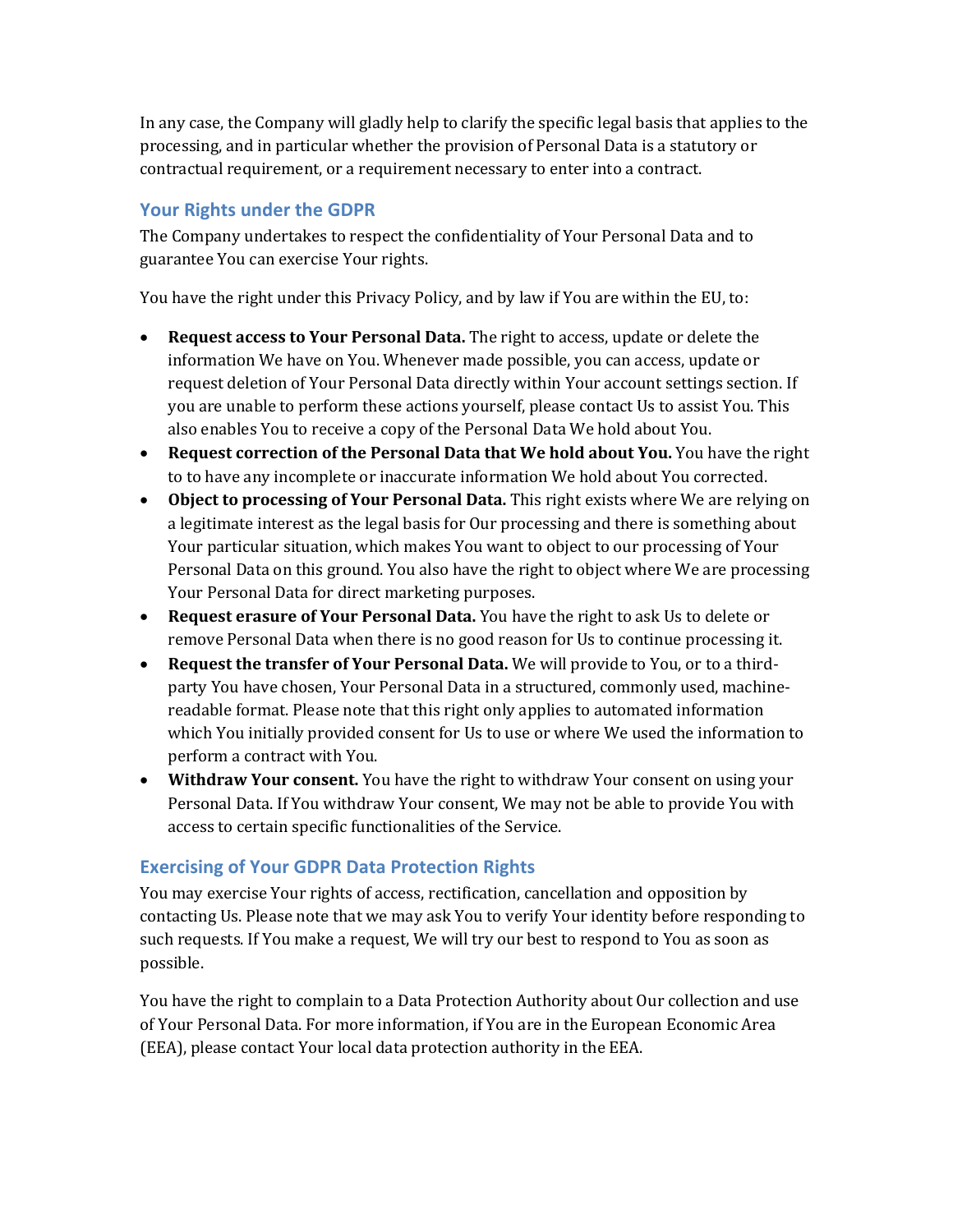In any case, the Company will gladly help to clarify the specific legal basis that applies to the processing, and in particular whether the provision of Personal Data is a statutory or contractual requirement, or a requirement necessary to enter into a contract.

### Your Rights under the GDPR

The Company undertakes to respect the confidentiality of Your Personal Data and to guarantee You can exercise Your rights.

You have the right under this Privacy Policy, and by law if You are within the EU, to:

- **Request access to Your Personal Data.** The right to access, update or delete the information We have on You. Whenever made possible, you can access, update or request deletion of Your Personal Data directly within Your account settings section. If you are unable to perform these actions yourself, please contact Us to assist You. This also enables You to receive a copy of the Personal Data We hold about You.
- **Request correction of the Personal Data that We hold about You.** You have the right to to have any incomplete or inaccurate information We hold about You corrected.
- **Object to processing of Your Personal Data.** This right exists where We are relying on a legitimate interest as the legal basis for Our processing and there is something about Your particular situation, which makes You want to object to our processing of Your Personal Data on this ground. You also have the right to object where We are processing Your Personal Data for direct marketing purposes.
- **Request erasure of Your Personal Data.** You have the right to ask Us to delete or remove Personal Data when there is no good reason for Us to continue processing it.
- **Request the transfer of Your Personal Data.** We will provide to You, or to a third-party You have chosen, Your Personal Data in a structured, commonly used, machine-readable format. Please note that this right only applies to automated information which You initially provided consent for Us to use or where We used the information to perform a contract with You.
- **Withdraw Your consent.** You have the right to withdraw Your consent on using your Personal Data. If You withdraw Your consent, We may not be able to provide You with access to certain specific functionalities of the Service.

### Exercising of Your GDPR Data Protection Rights

You may exercise Your rights of access, rectification, cancellation and opposition by contacting Us. Please note that we may ask You to verify Your identity before responding to such requests. If You make a request, We will try our best to respond to You as soon as possible.

You have the right to complain to a Data Protection Authority about Our collection and use of Your Personal Data. For more information, if You are in the European Economic Area (EEA), please contact Your local data protection authority in the EEA.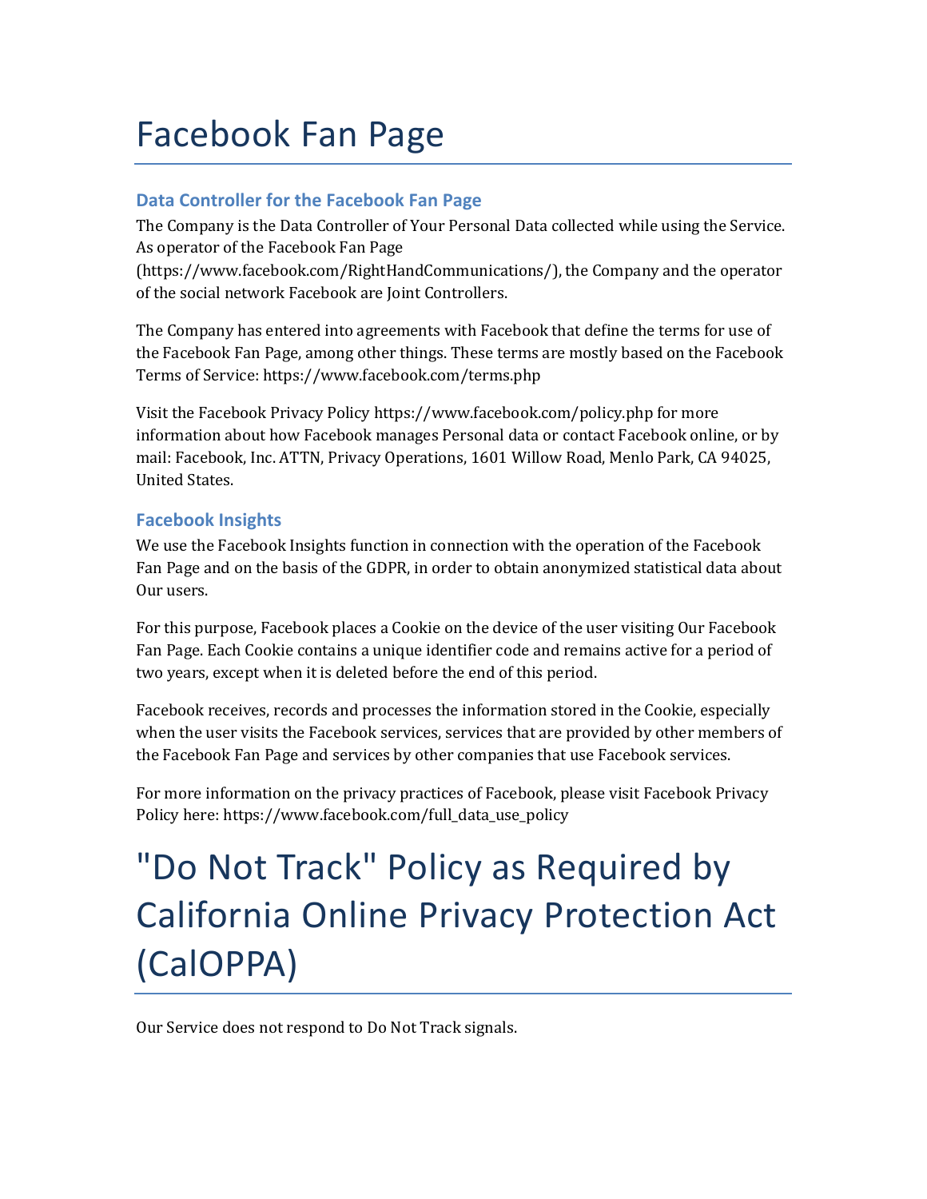# Facebook Fan Page

## Data Controller for the Facebook Fan Page

The Company is the Data Controller of Your Personal Data collected while using the Service. As operator of the Facebook Fan Page (https://www.facebook.com/RightHandCommunications/), the Company and the operator of the social network Facebook are Joint Controllers.

The Company has entered into agreements with Facebook that define the terms for use of the Facebook Fan Page, among other things. These terms are mostly based on the Facebook Terms of Service: https://www.facebook.com/terms.php

Visit the Facebook Privacy Policy https://www.facebook.com/policy.php for more information about how Facebook manages Personal data or contact Facebook online, or by mail: Facebook, Inc. ATTN, Privacy Operations, 1601 Willow Road, Menlo Park, CA 94025, United States.

## Facebook Insights

We use the Facebook Insights function in connection with the operation of the Facebook Fan Page and on the basis of the GDPR, in order to obtain anonymized statistical data about Our users.

For this purpose, Facebook places a Cookie on the device of the user visiting Our Facebook Fan Page. Each Cookie contains a unique identifier code and remains active for a period of two years, except when it is deleted before the end of this period.

Facebook receives, records and processes the information stored in the Cookie, especially when the user visits the Facebook services, services that are provided by other members of the Facebook Fan Page and services by other companies that use Facebook services.

For more information on the privacy practices of Facebook, please visit Facebook Privacy Policy here: https://www.facebook.com/full_data_use_policy

# "Do Not Track" Policy as Required by California Online Privacy Protection Act (CalOPPA)

Our Service does not respond to Do Not Track signals.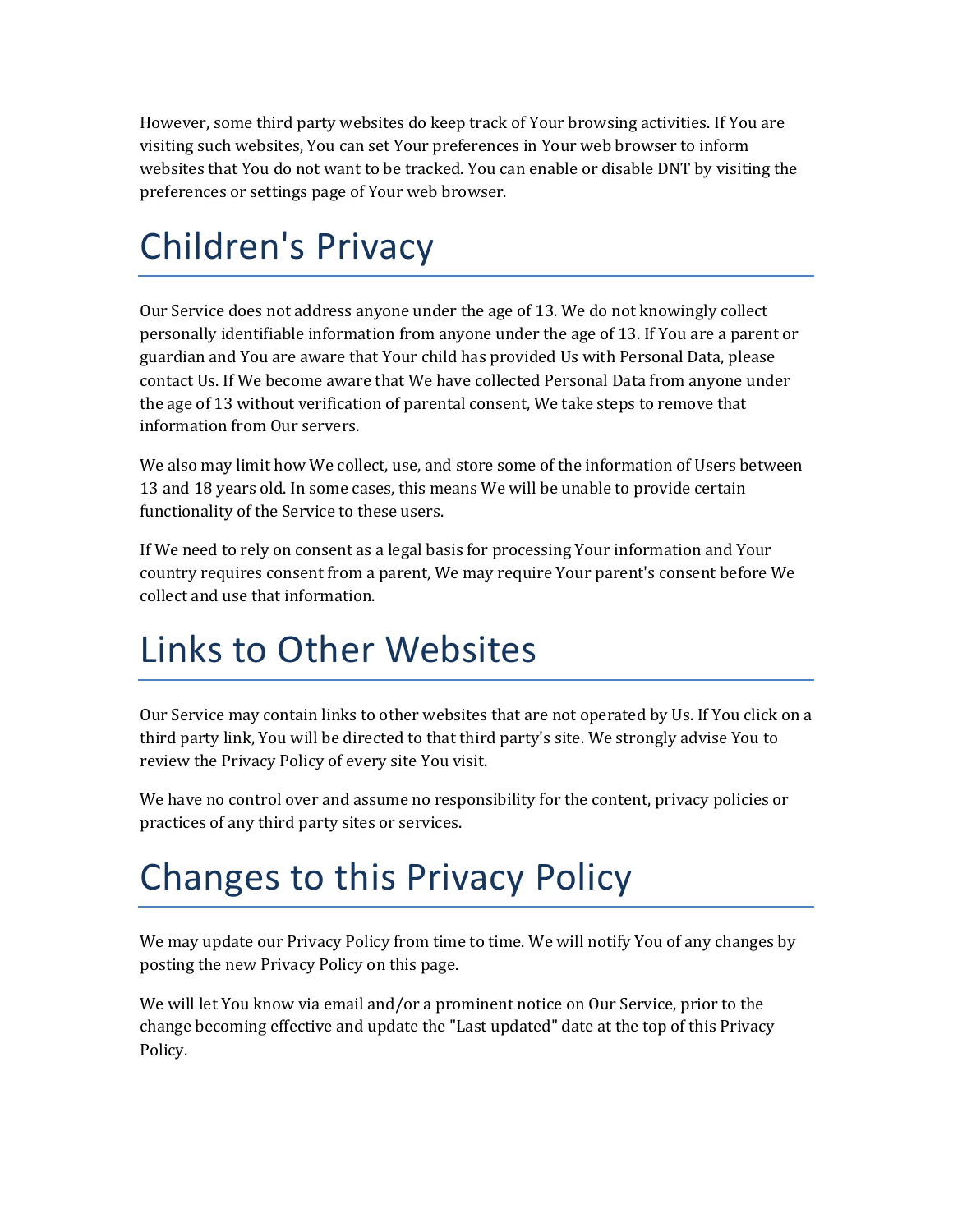However, some third party websites do keep track of Your browsing activities. If You are visiting such websites, You can set Your preferences in Your web browser to inform websites that You do not want to be tracked. You can enable or disable DNT by visiting the preferences or settings page of Your web browser.

# Children's Privacy

Our Service does not address anyone under the age of 13. We do not knowingly collect personally identifiable information from anyone under the age of 13. If You are a parent or guardian and You are aware that Your child has provided Us with Personal Data, please contact Us. If We become aware that We have collected Personal Data from anyone under the age of 13 without verification of parental consent, We take steps to remove that information from Our servers.

We also may limit how We collect, use, and store some of the information of Users between 13 and 18 years old. In some cases, this means We will be unable to provide certain functionality of the Service to these users.

If We need to rely on consent as a legal basis for processing Your information and Your country requires consent from a parent, We may require Your parent's consent before We collect and use that information.

# Links to Other Websites

Our Service may contain links to other websites that are not operated by Us. If You click on a third party link, You will be directed to that third party's site. We strongly advise You to review the Privacy Policy of every site You visit.

We have no control over and assume no responsibility for the content, privacy policies or practices of any third party sites or services.

# Changes to this Privacy Policy

We may update our Privacy Policy from time to time. We will notify You of any changes by posting the new Privacy Policy on this page.

We will let You know via email and/or a prominent notice on Our Service, prior to the change becoming effective and update the "Last updated" date at the top of this Privacy Policy.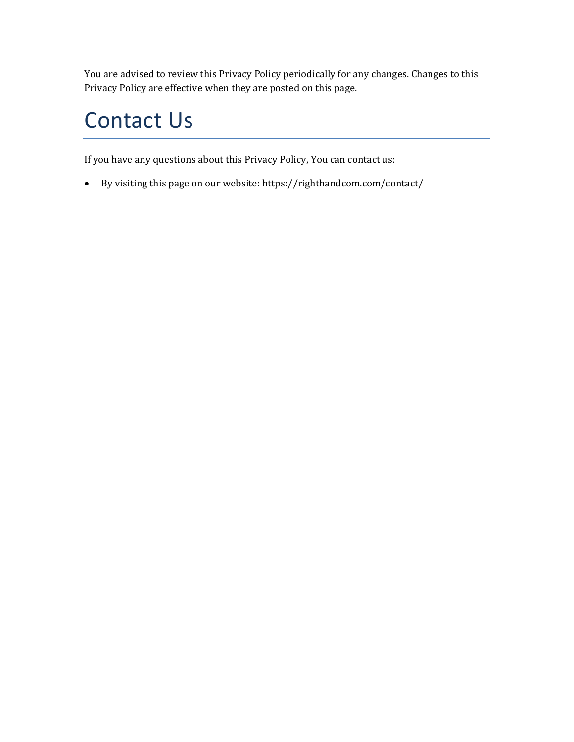You are advised to review this Privacy Policy periodically for any changes. Changes to this Privacy Policy are effective when they are posted on this page.

# Contact Us

If you have any questions about this Privacy Policy, You can contact us:

- By visiting this page on our website: https://righthandcom.com/contact/